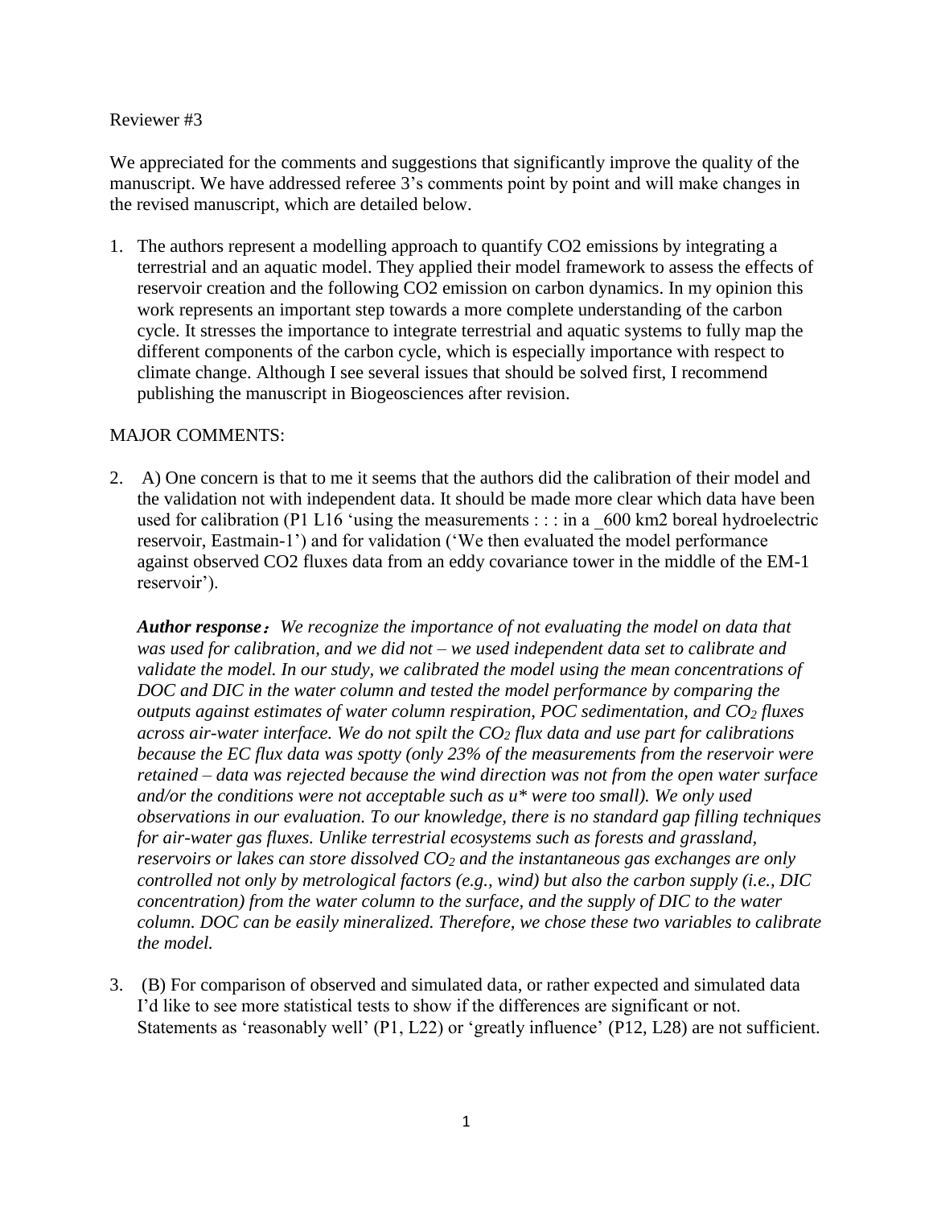Reviewer #3

We appreciated for the comments and suggestions that significantly improve the quality of the manuscript. We have addressed referee 3's comments point by point and will make changes in the revised manuscript, which are detailed below.

1. The authors represent a modelling approach to quantify CO2 emissions by integrating a terrestrial and an aquatic model. They applied their model framework to assess the effects of reservoir creation and the following CO2 emission on carbon dynamics. In my opinion this work represents an important step towards a more complete understanding of the carbon cycle. It stresses the importance to integrate terrestrial and aquatic systems to fully map the different components of the carbon cycle, which is especially importance with respect to climate change. Although I see several issues that should be solved first, I recommend publishing the manuscript in Biogeosciences after revision.

MAJOR COMMENTS:

2. A) One concern is that to me it seems that the authors did the calibration of their model and the validation not with independent data. It should be made more clear which data have been used for calibration (P1 L16 'using the measurements : : : in a _600 km2 boreal hydroelectric reservoir, Eastmain-1') and for validation ('We then evaluated the model performance against observed CO2 fluxes data from an eddy covariance tower in the middle of the EM-1 reservoir').

   ***Author response***：*We recognize the importance of not evaluating the model on data that was used for calibration, and we did not – we used independent data set to calibrate and validate the model. In our study, we calibrated the model using the mean concentrations of DOC and DIC in the water column and tested the model performance by comparing the outputs against estimates of water column respiration, POC sedimentation, and $CO_2$ fluxes across air-water interface. We do not spilt the $CO_2$ flux data and use part for calibrations because the EC flux data was spotty (only 23% of the measurements from the reservoir were retained – data was rejected because the wind direction was not from the open water surface and/or the conditions were not acceptable such as u\* were too small). We only used observations in our evaluation. To our knowledge, there is no standard gap filling techniques for air-water gas fluxes. Unlike terrestrial ecosystems such as forests and grassland, reservoirs or lakes can store dissolved $CO_2$ and the instantaneous gas exchanges are only controlled not only by metrological factors (e.g., wind) but also the carbon supply (i.e., DIC concentration) from the water column to the surface, and the supply of DIC to the water column. DOC can be easily mineralized. Therefore, we chose these two variables to calibrate the model.*

3. (B) For comparison of observed and simulated data, or rather expected and simulated data I'd like to see more statistical tests to show if the differences are significant or not. Statements as 'reasonably well' (P1, L22) or 'greatly influence' (P12, L28) are not sufficient.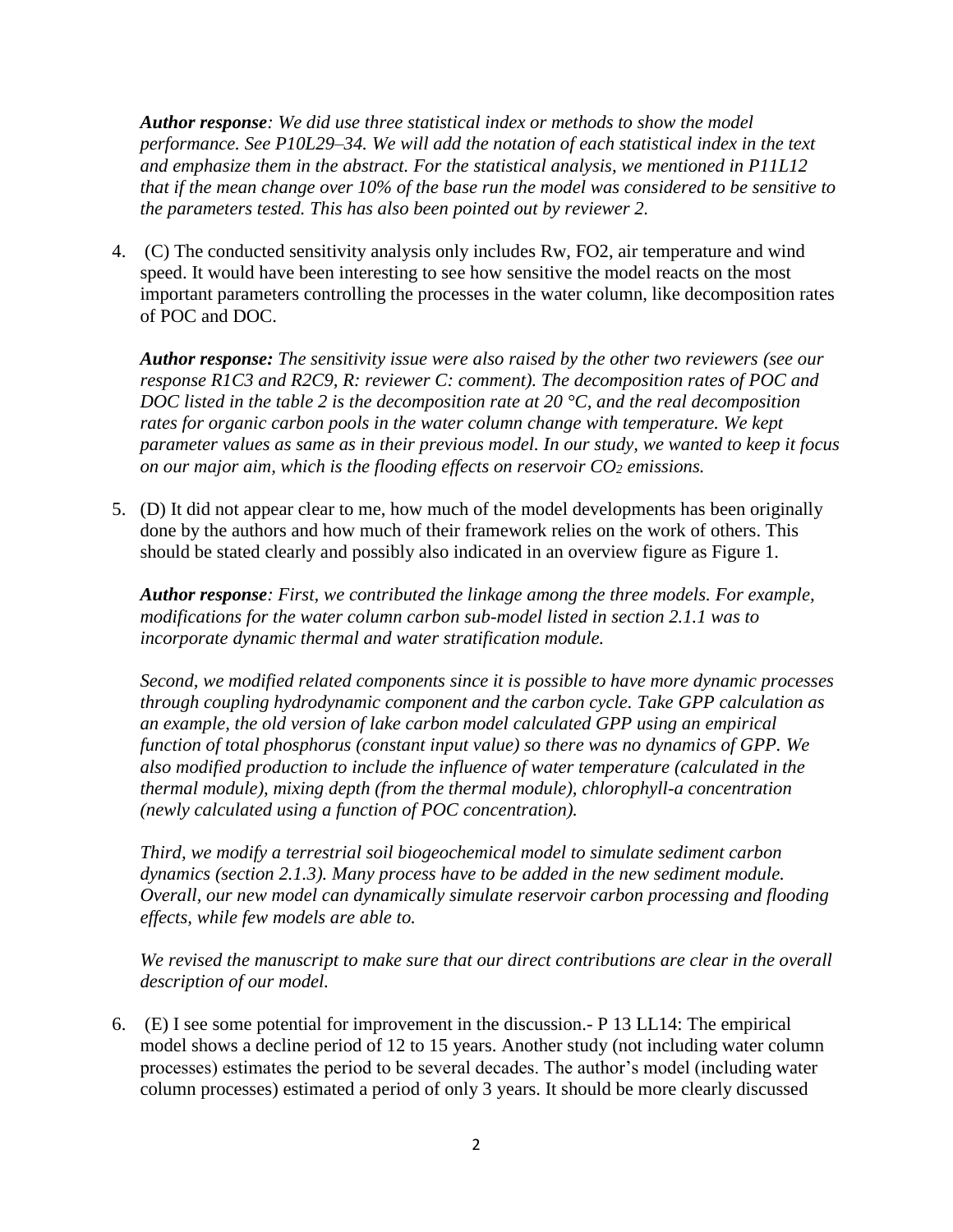***Author response**: We did use three statistical index or methods to show the model performance. See P10L29–34. We will add the notation of each statistical index in the text and emphasize them in the abstract. For the statistical analysis, we mentioned in P11L12 that if the mean change over 10% of the base run the model was considered to be sensitive to the parameters tested. This has also been pointed out by reviewer 2.*

4. (C) The conducted sensitivity analysis only includes Rw, FO2, air temperature and wind speed. It would have been interesting to see how sensitive the model reacts on the most important parameters controlling the processes in the water column, like decomposition rates of POC and DOC.

   ***Author response:** The sensitivity issue were also raised by the other two reviewers (see our response R1C3 and R2C9, R: reviewer C: comment). The decomposition rates of POC and DOC listed in the table 2 is the decomposition rate at 20 °C, and the real decomposition rates for organic carbon pools in the water column change with temperature. We kept parameter values as same as in their previous model. In our study, we wanted to keep it focus on our major aim, which is the flooding effects on reservoir $CO_2$ emissions.*

5. (D) It did not appear clear to me, how much of the model developments has been originally done by the authors and how much of their framework relies on the work of others. This should be stated clearly and possibly also indicated in an overview figure as Figure 1.

   ***Author response**: First, we contributed the linkage among the three models. For example, modifications for the water column carbon sub-model listed in section 2.1.1 was to incorporate dynamic thermal and water stratification module.*

   *Second, we modified related components since it is possible to have more dynamic processes through coupling hydrodynamic component and the carbon cycle. Take GPP calculation as an example, the old version of lake carbon model calculated GPP using an empirical function of total phosphorus (constant input value) so there was no dynamics of GPP. We also modified production to include the influence of water temperature (calculated in the thermal module), mixing depth (from the thermal module), chlorophyll-a concentration (newly calculated using a function of POC concentration).*

   *Third, we modify a terrestrial soil biogeochemical model to simulate sediment carbon dynamics (section 2.1.3). Many process have to be added in the new sediment module. Overall, our new model can dynamically simulate reservoir carbon processing and flooding effects, while few models are able to.*

   *We revised the manuscript to make sure that our direct contributions are clear in the overall description of our model.*

6. (E) I see some potential for improvement in the discussion.- P 13 LL14: The empirical model shows a decline period of 12 to 15 years. Another study (not including water column processes) estimates the period to be several decades. The author's model (including water column processes) estimated a period of only 3 years. It should be more clearly discussed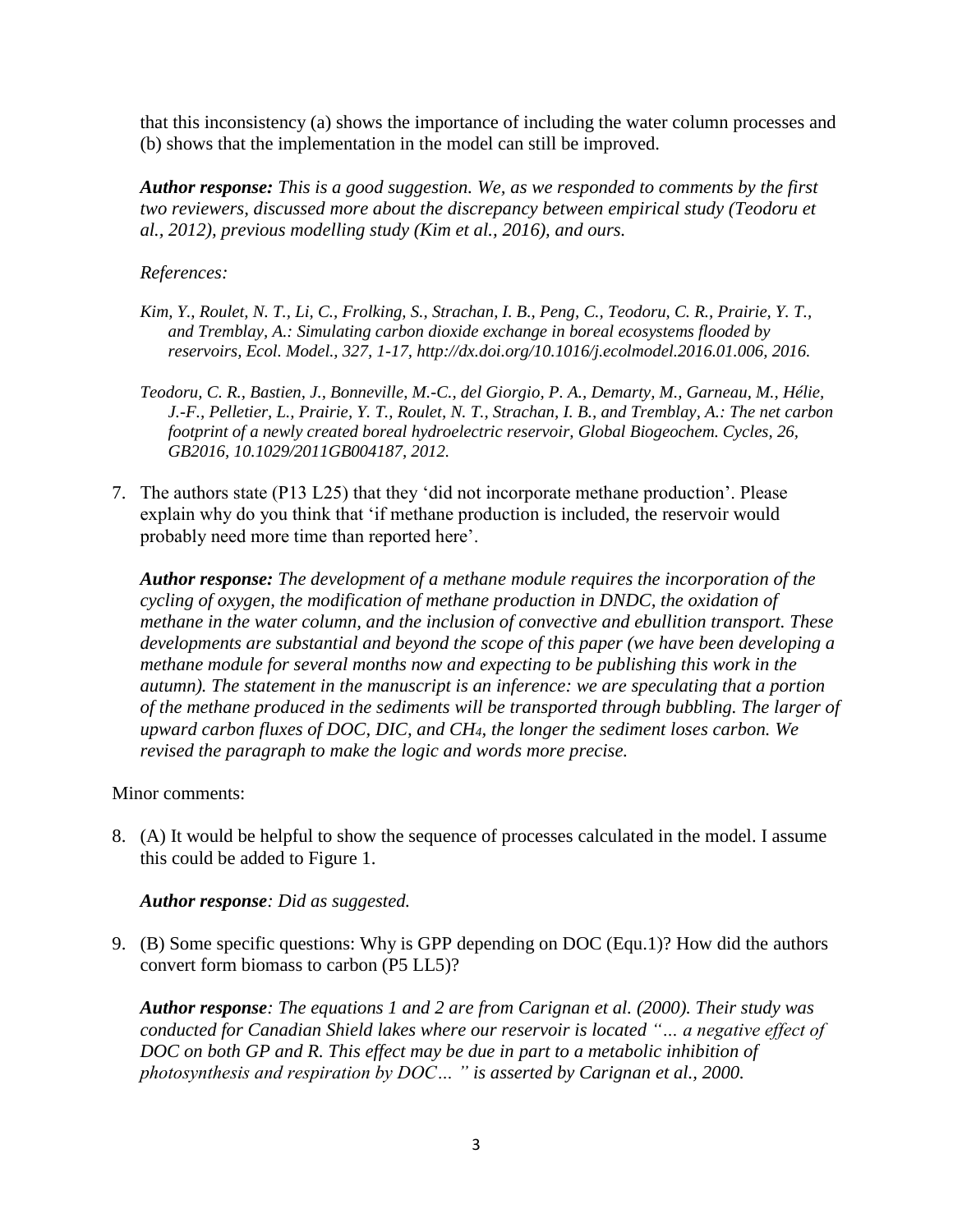that this inconsistency (a) shows the importance of including the water column processes and (b) shows that the implementation in the model can still be improved.

***Author response:*** *This is a good suggestion. We, as we responded to comments by the first two reviewers, discussed more about the discrepancy between empirical study (Teodoru et al., 2012), previous modelling study (Kim et al., 2016), and ours.*

*References:*

*Kim, Y., Roulet, N. T., Li, C., Frolking, S., Strachan, I. B., Peng, C., Teodoru, C. R., Prairie, Y. T., and Tremblay, A.: Simulating carbon dioxide exchange in boreal ecosystems flooded by reservoirs, Ecol. Model., 327, 1-17, http://dx.doi.org/10.1016/j.ecolmodel.2016.01.006, 2016.*

*Teodoru, C. R., Bastien, J., Bonneville, M.-C., del Giorgio, P. A., Demarty, M., Garneau, M., Hélie, J.-F., Pelletier, L., Prairie, Y. T., Roulet, N. T., Strachan, I. B., and Tremblay, A.: The net carbon footprint of a newly created boreal hydroelectric reservoir, Global Biogeochem. Cycles, 26, GB2016, 10.1029/2011GB004187, 2012.*

7. The authors state (P13 L25) that they 'did not incorporate methane production'. Please explain why do you think that 'if methane production is included, the reservoir would probably need more time than reported here'.

   ***Author response:*** *The development of a methane module requires the incorporation of the cycling of oxygen, the modification of methane production in DNDC, the oxidation of methane in the water column, and the inclusion of convective and ebullition transport. These developments are substantial and beyond the scope of this paper (we have been developing a methane module for several months now and expecting to be publishing this work in the autumn). The statement in the manuscript is an inference: we are speculating that a portion of the methane produced in the sediments will be transported through bubbling. The larger of upward carbon fluxes of DOC, DIC, and $CH_4$, the longer the sediment loses carbon. We revised the paragraph to make the logic and words more precise.*

Minor comments:

8. (A) It would be helpful to show the sequence of processes calculated in the model. I assume this could be added to Figure 1.

   ***Author response****: Did as suggested.*

9. (B) Some specific questions: Why is GPP depending on DOC (Equ.1)? How did the authors convert form biomass to carbon (P5 LL5)?

   ***Author response****: The equations 1 and 2 are from Carignan et al. (2000). Their study was conducted for Canadian Shield lakes where our reservoir is located "… a negative effect of DOC on both GP and R. This effect may be due in part to a metabolic inhibition of photosynthesis and respiration by DOC… " is asserted by Carignan et al., 2000.*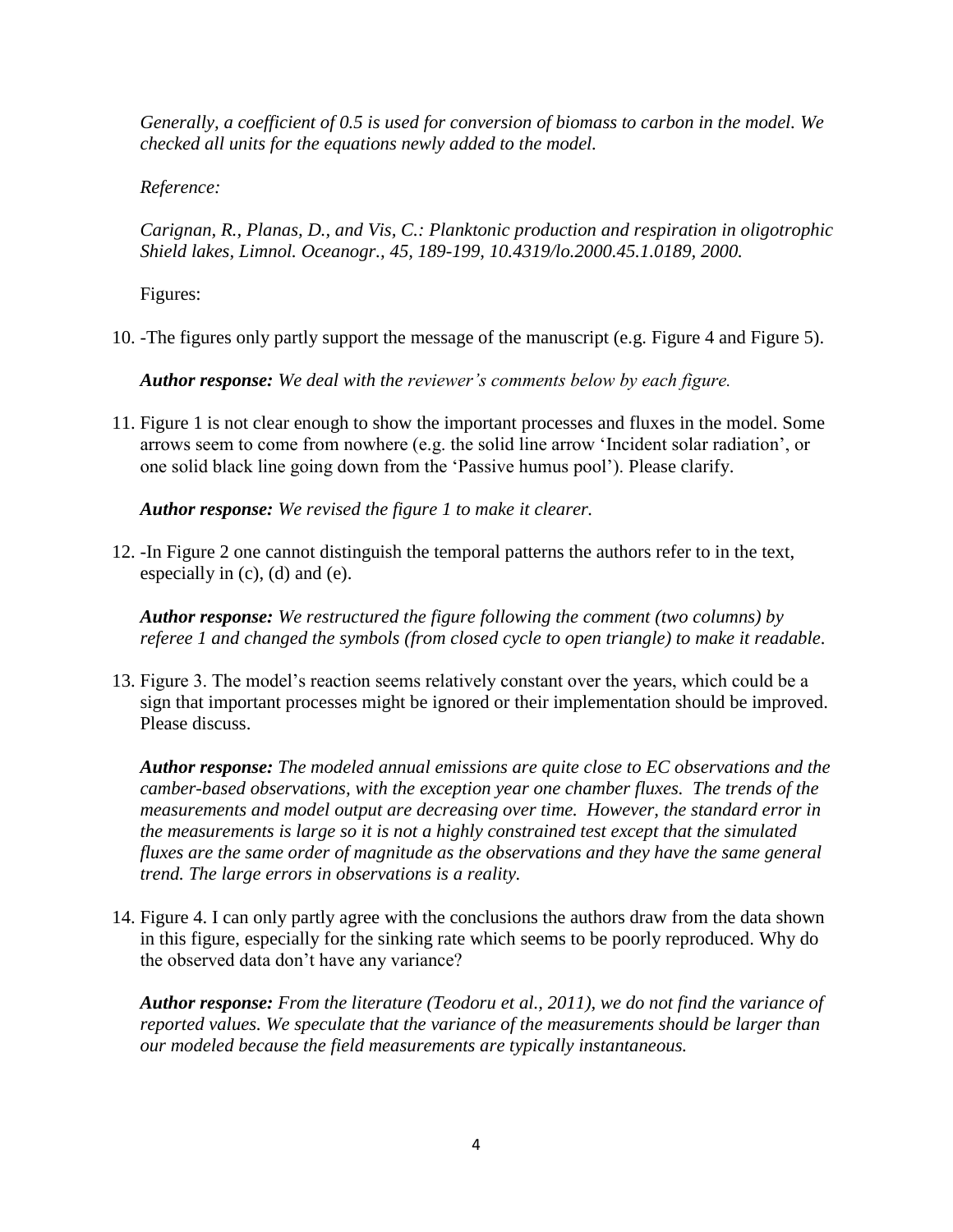*Generally, a coefficient of 0.5 is used for conversion of biomass to carbon in the model. We checked all units for the equations newly added to the model.*

*Reference:*

*Carignan, R., Planas, D., and Vis, C.: Planktonic production and respiration in oligotrophic Shield lakes, Limnol. Oceanogr., 45, 189-199, 10.4319/lo.2000.45.1.0189, 2000.*

Figures:

10. -The figures only partly support the message of the manuscript (e.g. Figure 4 and Figure 5).

    ***Author response:*** *We deal with the reviewer's comments below by each figure.*

11. Figure 1 is not clear enough to show the important processes and fluxes in the model. Some arrows seem to come from nowhere (e.g. the solid line arrow 'Incident solar radiation', or one solid black line going down from the 'Passive humus pool'). Please clarify.

    ***Author response:*** *We revised the figure 1 to make it clearer.*

12. -In Figure 2 one cannot distinguish the temporal patterns the authors refer to in the text, especially in (c), (d) and (e).

    ***Author response:*** *We restructured the figure following the comment (two columns) by referee 1 and changed the symbols (from closed cycle to open triangle) to make it readable.*

13. Figure 3. The model's reaction seems relatively constant over the years, which could be a sign that important processes might be ignored or their implementation should be improved. Please discuss.

    ***Author response:*** *The modeled annual emissions are quite close to EC observations and the camber-based observations, with the exception year one chamber fluxes. The trends of the measurements and model output are decreasing over time. However, the standard error in the measurements is large so it is not a highly constrained test except that the simulated fluxes are the same order of magnitude as the observations and they have the same general trend. The large errors in observations is a reality.*

14. Figure 4. I can only partly agree with the conclusions the authors draw from the data shown in this figure, especially for the sinking rate which seems to be poorly reproduced. Why do the observed data don't have any variance?

    ***Author response:*** *From the literature (Teodoru et al., 2011), we do not find the variance of reported values. We speculate that the variance of the measurements should be larger than our modeled because the field measurements are typically instantaneous.*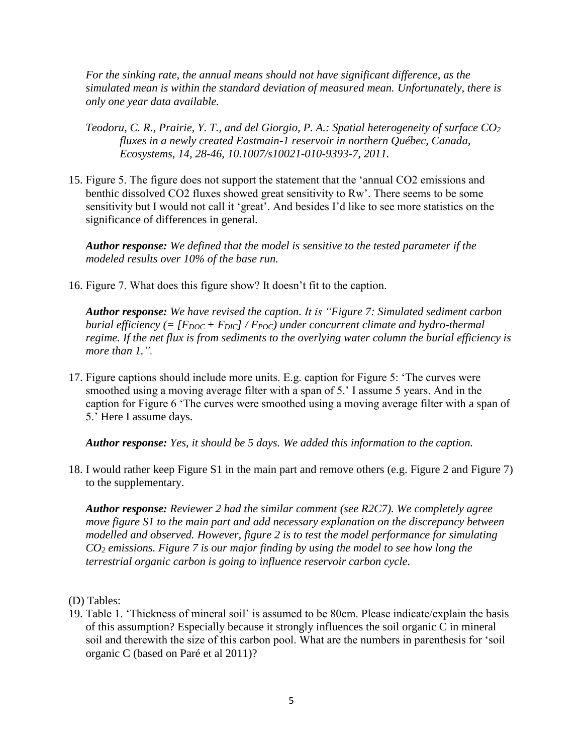*For the sinking rate, the annual means should not have significant difference, as the simulated mean is within the standard deviation of measured mean. Unfortunately, there is only one year data available.*

*Teodoru, C. R., Prairie, Y. T., and del Giorgio, P. A.: Spatial heterogeneity of surface $CO_2$ fluxes in a newly created Eastmain-1 reservoir in northern Québec, Canada, Ecosystems, 14, 28-46, 10.1007/s10021-010-9393-7, 2011.*

15. Figure 5. The figure does not support the statement that the 'annual CO2 emissions and benthic dissolved CO2 fluxes showed great sensitivity to Rw'. There seems to be some sensitivity but I would not call it 'great'. And besides I'd like to see more statistics on the significance of differences in general.

    ***Author response:** We defined that the model is sensitive to the tested parameter if the modeled results over 10% of the base run.*

16. Figure 7. What does this figure show? It doesn't fit to the caption.

    ***Author response:** We have revised the caption. It is "Figure 7: Simulated sediment carbon burial efficiency (= $[F_{DOC} + F_{DIC}] / F_{POC}$) under concurrent climate and hydro-thermal regime. If the net flux is from sediments to the overlying water column the burial efficiency is more than 1.".*

17. Figure captions should include more units. E.g. caption for Figure 5: 'The curves were smoothed using a moving average filter with a span of 5.' I assume 5 years. And in the caption for Figure 6 'The curves were smoothed using a moving average filter with a span of 5.' Here I assume days.

    ***Author response:** Yes, it should be 5 days. We added this information to the caption.*

18. I would rather keep Figure S1 in the main part and remove others (e.g. Figure 2 and Figure 7) to the supplementary.

    ***Author response:** Reviewer 2 had the similar comment (see R2C7). We completely agree move figure S1 to the main part and add necessary explanation on the discrepancy between modelled and observed. However, figure 2 is to test the model performance for simulating $CO_2$ emissions. Figure 7 is our major finding by using the model to see how long the terrestrial organic carbon is going to influence reservoir carbon cycle.*

(D) Tables:

19. Table 1. 'Thickness of mineral soil' is assumed to be 80cm. Please indicate/explain the basis of this assumption? Especially because it strongly influences the soil organic C in mineral soil and therewith the size of this carbon pool. What are the numbers in parenthesis for 'soil organic C (based on Paré et al 2011)?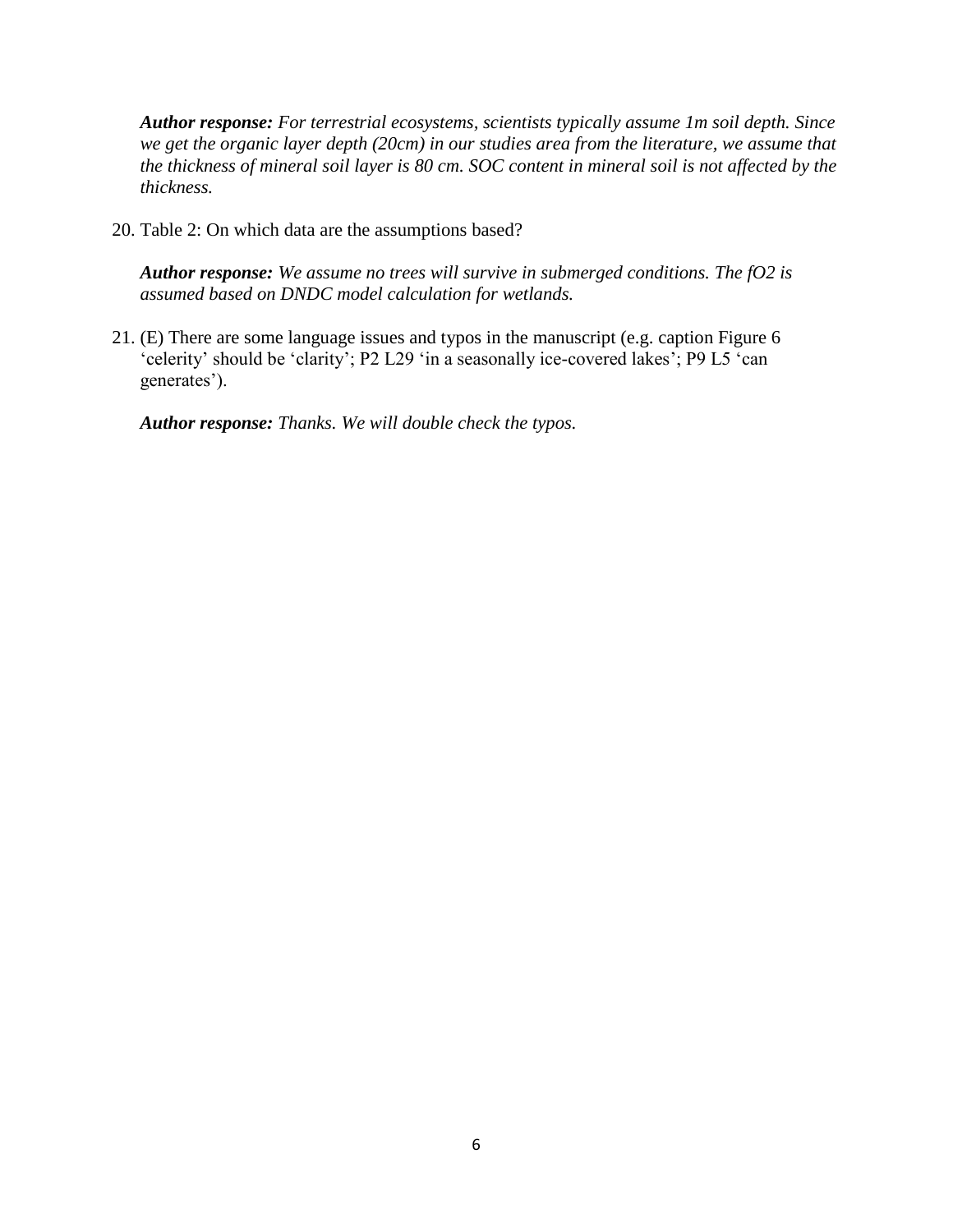***Author response:*** *For terrestrial ecosystems, scientists typically assume 1m soil depth. Since we get the organic layer depth (20cm) in our studies area from the literature, we assume that the thickness of mineral soil layer is 80 cm. SOC content in mineral soil is not affected by the thickness.*

20. Table 2: On which data are the assumptions based?

    ***Author response:*** *We assume no trees will survive in submerged conditions. The fO2 is assumed based on DNDC model calculation for wetlands.*

21. (E) There are some language issues and typos in the manuscript (e.g. caption Figure 6 'celerity' should be 'clarity'; P2 L29 'in a seasonally ice-covered lakes'; P9 L5 'can generates').

    ***Author response:*** *Thanks. We will double check the typos.*